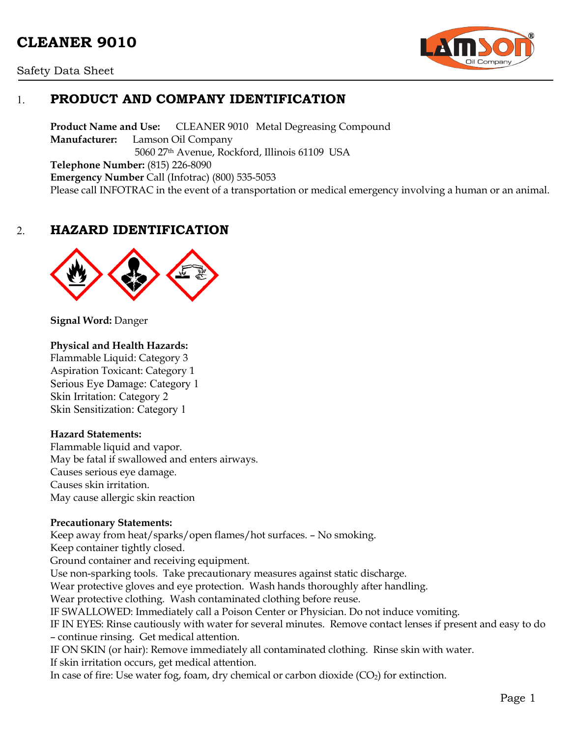# CLEANER 9010

Safety Data Sheet

## 1. PRODUCT AND COMPANY IDENTIFICATION

**Product Name and Use:** CLEANER 9010 Metal Degreasing Compound
**Manufacturer:** Lamson Oil Company
5060 27th Avenue, Rockford, Illinois 61109 USA
**Telephone Number:** (815) 226-8090
**Emergency Number** Call (Infotrac) (800) 535-5053
Please call INFOTRAC in the event of a transportation or medical emergency involving a human or an animal.

## 2. HAZARD IDENTIFICATION

**Signal Word:** Danger

**Physical and Health Hazards:**
Flammable Liquid: Category 3
Aspiration Toxicant: Category 1
Serious Eye Damage: Category 1
Skin Irritation: Category 2
Skin Sensitization: Category 1

**Hazard Statements:**
Flammable liquid and vapor.
May be fatal if swallowed and enters airways.
Causes serious eye damage.
Causes skin irritation.
May cause allergic skin reaction

**Precautionary Statements:**
Keep away from heat/sparks/open flames/hot surfaces. – No smoking.
Keep container tightly closed.
Ground container and receiving equipment.
Use non-sparking tools. Take precautionary measures against static discharge.
Wear protective gloves and eye protection. Wash hands thoroughly after handling.
Wear protective clothing. Wash contaminated clothing before reuse.
IF SWALLOWED: Immediately call a Poison Center or Physician. Do not induce vomiting.
IF IN EYES: Rinse cautiously with water for several minutes. Remove contact lenses if present and easy to do – continue rinsing. Get medical attention.
IF ON SKIN (or hair): Remove immediately all contaminated clothing. Rinse skin with water.
If skin irritation occurs, get medical attention.
In case of fire: Use water fog, foam, dry chemical or carbon dioxide ($CO_2$) for extinction.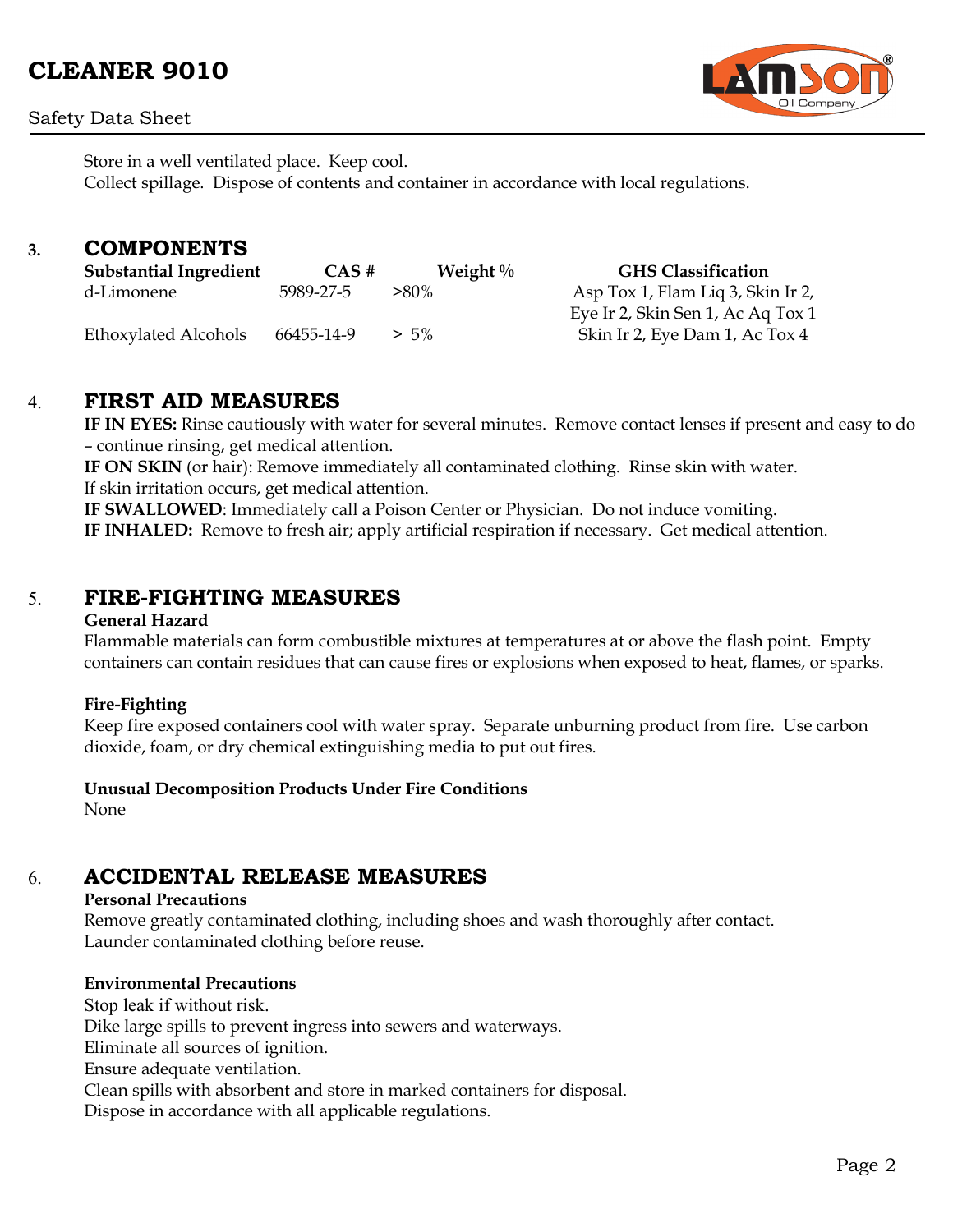Store in a well ventilated place. Keep cool.
Collect spillage. Dispose of contents and container in accordance with local regulations.

## 3. COMPONENTS

| Substantial Ingredient | CAS # | Weight % | GHS Classification |
|---|---|---|---|
| d-Limonene | 5989-27-5 | >80% | Asp Tox 1, Flam Liq 3, Skin Ir 2, Eye Ir 2, Skin Sen 1, Ac Aq Tox 1 |
| Ethoxylated Alcohols | 66455-14-9 | > 5% | Skin Ir 2, Eye Dam 1, Ac Tox 4 |

## 4. FIRST AID MEASURES

**IF IN EYES:** Rinse cautiously with water for several minutes. Remove contact lenses if present and easy to do – continue rinsing, get medical attention.
**IF ON SKIN** (or hair): Remove immediately all contaminated clothing. Rinse skin with water.
If skin irritation occurs, get medical attention.
**IF SWALLOWED**: Immediately call a Poison Center or Physician. Do not induce vomiting.
**IF INHALED:** Remove to fresh air; apply artificial respiration if necessary. Get medical attention.

## 5. FIRE-FIGHTING MEASURES

**General Hazard**
Flammable materials can form combustible mixtures at temperatures at or above the flash point. Empty containers can contain residues that can cause fires or explosions when exposed to heat, flames, or sparks.

**Fire-Fighting**
Keep fire exposed containers cool with water spray. Separate unburning product from fire. Use carbon dioxide, foam, or dry chemical extinguishing media to put out fires.

**Unusual Decomposition Products Under Fire Conditions**
None

## 6. ACCIDENTAL RELEASE MEASURES

**Personal Precautions**
Remove greatly contaminated clothing, including shoes and wash thoroughly after contact.
Launder contaminated clothing before reuse.

**Environmental Precautions**
Stop leak if without risk.
Dike large spills to prevent ingress into sewers and waterways.
Eliminate all sources of ignition.
Ensure adequate ventilation.
Clean spills with absorbent and store in marked containers for disposal.
Dispose in accordance with all applicable regulations.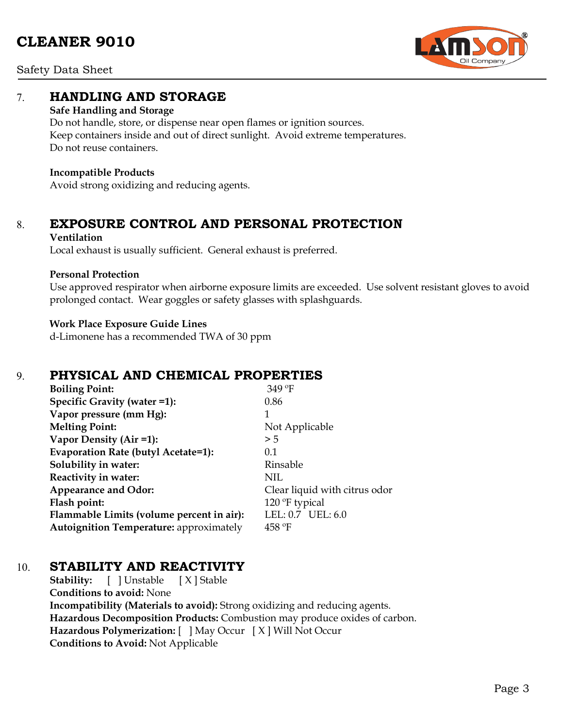## 7. HANDLING AND STORAGE

**Safe Handling and Storage**
Do not handle, store, or dispense near open flames or ignition sources.
Keep containers inside and out of direct sunlight. Avoid extreme temperatures.
Do not reuse containers.

**Incompatible Products**
Avoid strong oxidizing and reducing agents.

## 8. EXPOSURE CONTROL AND PERSONAL PROTECTION

**Ventilation**
Local exhaust is usually sufficient. General exhaust is preferred.

**Personal Protection**
Use approved respirator when airborne exposure limits are exceeded. Use solvent resistant gloves to avoid prolonged contact. Wear goggles or safety glasses with splashguards.

**Work Place Exposure Guide Lines**
d-Limonene has a recommended TWA of 30 ppm

## 9. PHYSICAL AND CHEMICAL PROPERTIES

| | |
|---|---|
| **Boiling Point:** | 349 °F |
| **Specific Gravity (water =1):** | 0.86 |
| **Vapor pressure (mm Hg):** | 1 |
| **Melting Point:** | Not Applicable |
| **Vapor Density (Air =1):** | > 5 |
| **Evaporation Rate (butyl Acetate=1):** | 0.1 |
| **Solubility in water:** | Rinsable |
| **Reactivity in water:** | NIL |
| **Appearance and Odor:** | Clear liquid with citrus odor |
| **Flash point:** | 120 °F typical |
| **Flammable Limits (volume percent in air):** | LEL: 0.7 UEL: 6.0 |
| **Autoignition Temperature:** approximately | 458 °F |

## 10. STABILITY AND REACTIVITY

**Stability:** [ ] Unstable [ X ] Stable
**Conditions to avoid:** None
**Incompatibility (Materials to avoid):** Strong oxidizing and reducing agents.
**Hazardous Decomposition Products:** Combustion may produce oxides of carbon.
**Hazardous Polymerization:** [ ] May Occur [ X ] Will Not Occur
**Conditions to Avoid:** Not Applicable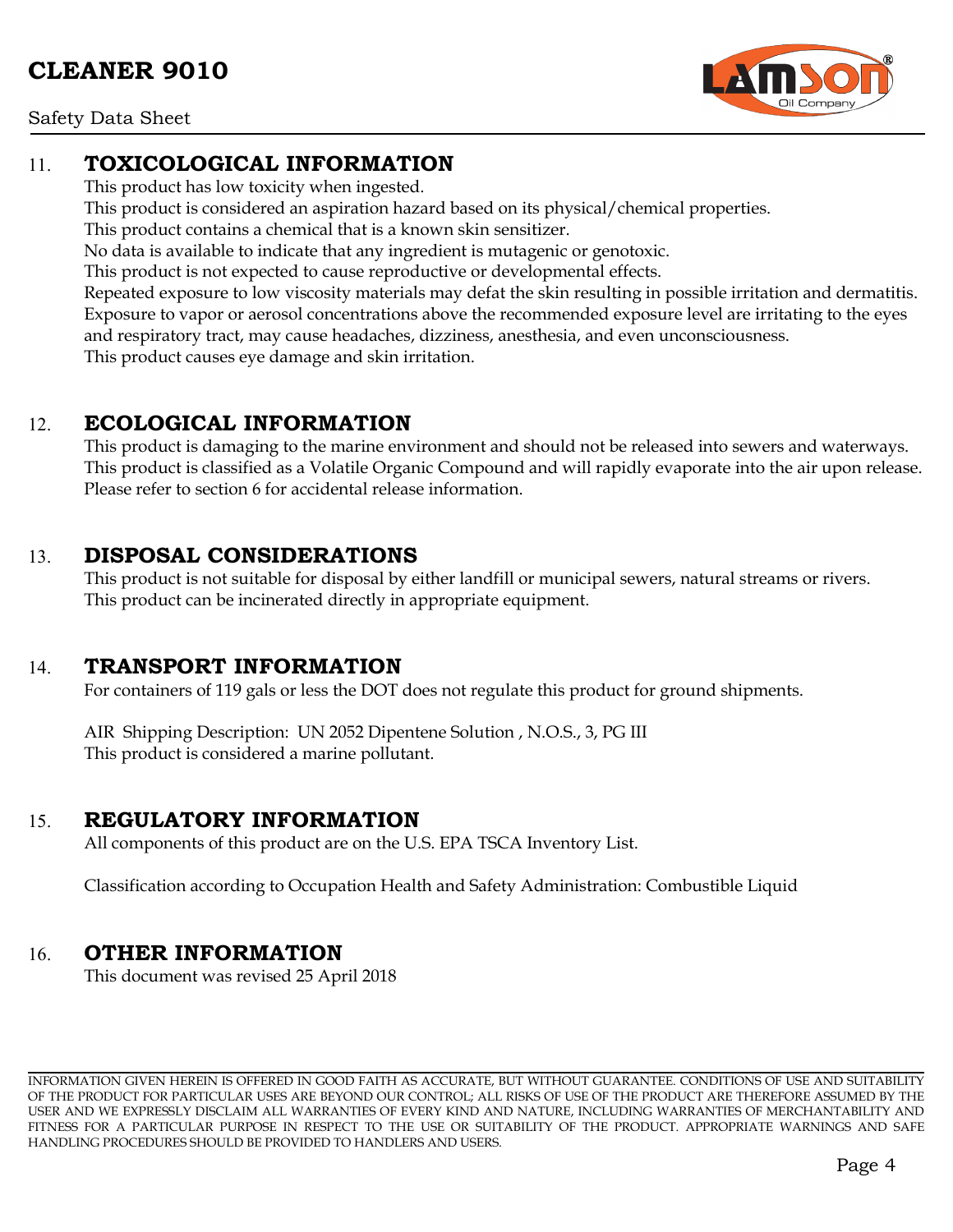## 11. TOXICOLOGICAL INFORMATION

This product has low toxicity when ingested.
This product is considered an aspiration hazard based on its physical/chemical properties.
This product contains a chemical that is a known skin sensitizer.
No data is available to indicate that any ingredient is mutagenic or genotoxic.
This product is not expected to cause reproductive or developmental effects.
Repeated exposure to low viscosity materials may defat the skin resulting in possible irritation and dermatitis.
Exposure to vapor or aerosol concentrations above the recommended exposure level are irritating to the eyes and respiratory tract, may cause headaches, dizziness, anesthesia, and even unconsciousness.
This product causes eye damage and skin irritation.

## 12. ECOLOGICAL INFORMATION

This product is damaging to the marine environment and should not be released into sewers and waterways.
This product is classified as a Volatile Organic Compound and will rapidly evaporate into the air upon release.
Please refer to section 6 for accidental release information.

## 13. DISPOSAL CONSIDERATIONS

This product is not suitable for disposal by either landfill or municipal sewers, natural streams or rivers.
This product can be incinerated directly in appropriate equipment.

## 14. TRANSPORT INFORMATION

For containers of 119 gals or less the DOT does not regulate this product for ground shipments.

AIR Shipping Description: UN 2052 Dipentene Solution , N.O.S., 3, PG III
This product is considered a marine pollutant.

## 15. REGULATORY INFORMATION

All components of this product are on the U.S. EPA TSCA Inventory List.

Classification according to Occupation Health and Safety Administration: Combustible Liquid

## 16. OTHER INFORMATION

This document was revised 25 April 2018

INFORMATION GIVEN HEREIN IS OFFERED IN GOOD FAITH AS ACCURATE, BUT WITHOUT GUARANTEE. CONDITIONS OF USE AND SUITABILITY OF THE PRODUCT FOR PARTICULAR USES ARE BEYOND OUR CONTROL; ALL RISKS OF USE OF THE PRODUCT ARE THEREFORE ASSUMED BY THE USER AND WE EXPRESSLY DISCLAIM ALL WARRANTIES OF EVERY KIND AND NATURE, INCLUDING WARRANTIES OF MERCHANTABILITY AND FITNESS FOR A PARTICULAR PURPOSE IN RESPECT TO THE USE OR SUITABILITY OF THE PRODUCT. APPROPRIATE WARNINGS AND SAFE HANDLING PROCEDURES SHOULD BE PROVIDED TO HANDLERS AND USERS.